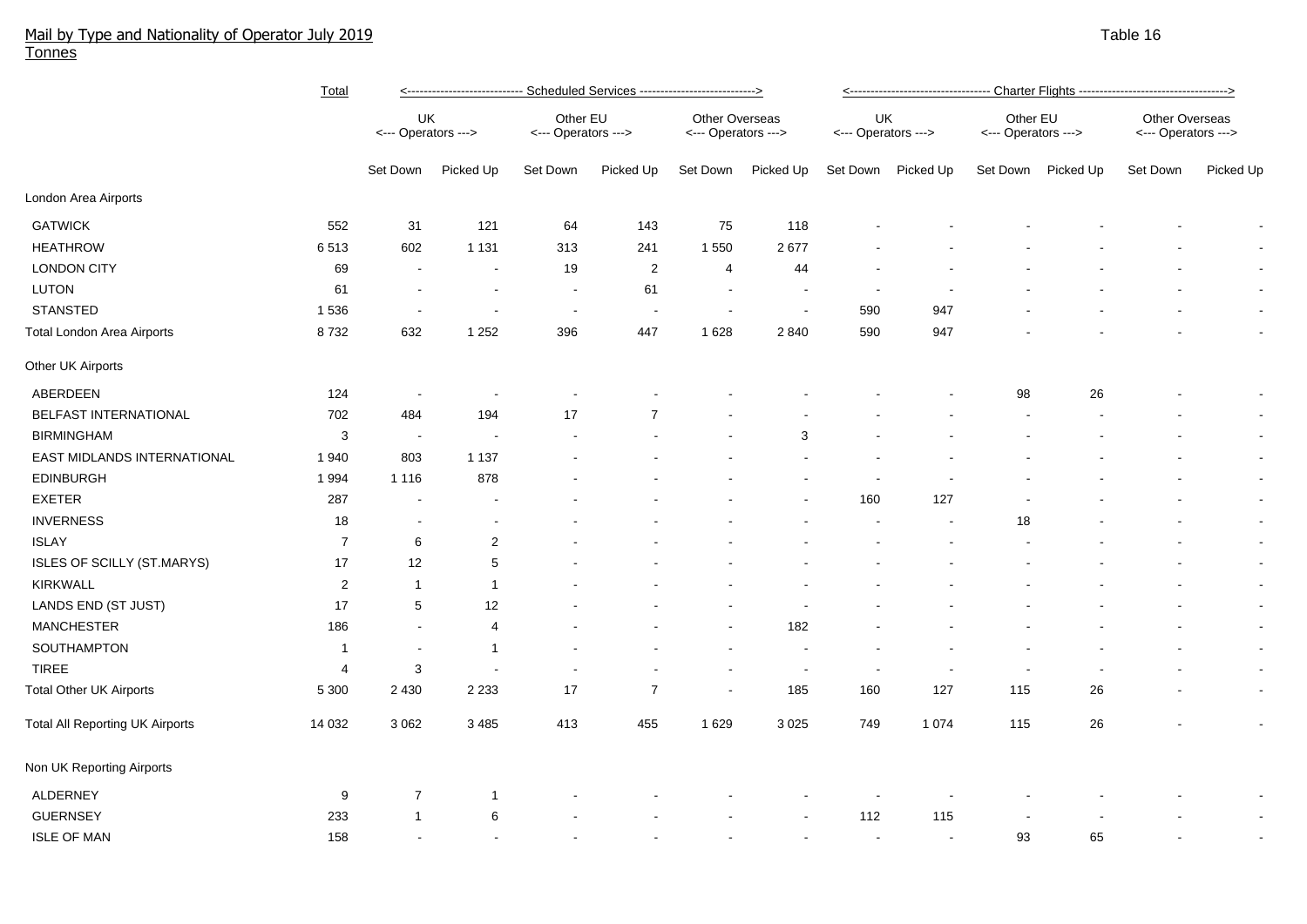# Mail by Type and Nationality of Operator July 2019

Tonnes

Table 16

| | Total | Scheduled Services | | | | | | Charter Flights | | | | | |
|---|---|---|---|---|---|---|---|---|---|---|---|---|---|
| | | UK <--- Operators ---> | | Other EU <--- Operators ---> | | Other Overseas <--- Operators ---> | | UK <--- Operators ---> | | Other EU <--- Operators ---> | | Other Overseas <--- Operators ---> | |
| | | Set Down | Picked Up | Set Down | Picked Up | Set Down | Picked Up | Set Down | Picked Up | Set Down | Picked Up | Set Down | Picked Up |
| London Area Airports | | | | | | | | | | | | | |
| GATWICK | 552 | 31 | 121 | 64 | 143 | 75 | 118 | - | - | - | - | - | - |
| HEATHROW | 6 513 | 602 | 1 131 | 313 | 241 | 1 550 | 2 677 | - | - | - | - | - | - |
| LONDON CITY | 69 | - | - | 19 | 2 | 4 | 44 | - | - | - | - | - | - |
| LUTON | 61 | - | - | - | 61 | - | - | - | - | - | - | - | - |
| STANSTED | 1 536 | - | - | - | - | - | - | 590 | 947 | - | - | - | - |
| Total London Area Airports | 8 732 | 632 | 1 252 | 396 | 447 | 1 628 | 2 840 | 590 | 947 | - | - | - | - |
| Other UK Airports | | | | | | | | | | | | | |
| ABERDEEN | 124 | - | - | - | - | - | - | - | - | 98 | 26 | - | - |
| BELFAST INTERNATIONAL | 702 | 484 | 194 | 17 | 7 | - | - | - | - | - | - | - | - |
| BIRMINGHAM | 3 | - | - | - | - | - | 3 | - | - | - | - | - | - |
| EAST MIDLANDS INTERNATIONAL | 1 940 | 803 | 1 137 | - | - | - | - | - | - | - | - | - | - |
| EDINBURGH | 1 994 | 1 116 | 878 | - | - | - | - | - | - | - | - | - | - |
| EXETER | 287 | - | - | - | - | - | - | 160 | 127 | - | - | - | - |
| INVERNESS | 18 | - | - | - | - | - | - | - | - | 18 | - | - | - |
| ISLAY | 7 | 6 | 2 | - | - | - | - | - | - | - | - | - | - |
| ISLES OF SCILLY (ST.MARYS) | 17 | 12 | 5 | - | - | - | - | - | - | - | - | - | - |
| KIRKWALL | 2 | 1 | 1 | - | - | - | - | - | - | - | - | - | - |
| LANDS END (ST JUST) | 17 | 5 | 12 | - | - | - | - | - | - | - | - | - | - |
| MANCHESTER | 186 | - | 4 | - | - | - | 182 | - | - | - | - | - | - |
| SOUTHAMPTON | 1 | - | 1 | - | - | - | - | - | - | - | - | - | - |
| TIREE | 4 | 3 | - | - | - | - | - | - | - | - | - | - | - |
| Total Other UK Airports | 5 300 | 2 430 | 2 233 | 17 | 7 | - | 185 | 160 | 127 | 115 | 26 | - | - |
| Total All Reporting UK Airports | 14 032 | 3 062 | 3 485 | 413 | 455 | 1 629 | 3 025 | 749 | 1 074 | 115 | 26 | - | - |
| Non UK Reporting Airports | | | | | | | | | | | | | |
| ALDERNEY | 9 | 7 | 1 | - | - | - | - | - | - | - | - | - | - |
| GUERNSEY | 233 | 1 | 6 | - | - | - | - | 112 | 115 | - | - | - | - |
| ISLE OF MAN | 158 | - | - | - | - | - | - | - | - | 93 | 65 | - | - |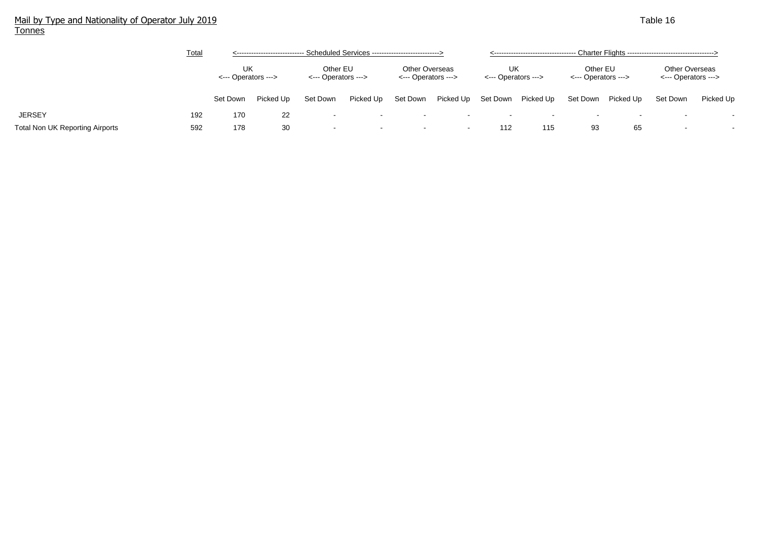Mail by Type and Nationality of Operator July 2019

Tonnes

Table 16

| | Total | Scheduled Services | | | | | | Charter Flights | | | | | |
|---|---|---|---|---|---|---|---|---|---|---|---|---|---|
| | | UK Operators | | Other EU Operators | | Other Overseas Operators | | UK Operators | | Other EU Operators | | Other Overseas Operators | |
| | | Set Down | Picked Up | Set Down | Picked Up | Set Down | Picked Up | Set Down | Picked Up | Set Down | Picked Up | Set Down | Picked Up |
| JERSEY | 192 | 170 | 22 | - | - | - | - | - | - | - | - | - | - |
| Total Non UK Reporting Airports | 592 | 178 | 30 | - | - | - | - | 112 | 115 | 93 | 65 | - | - |